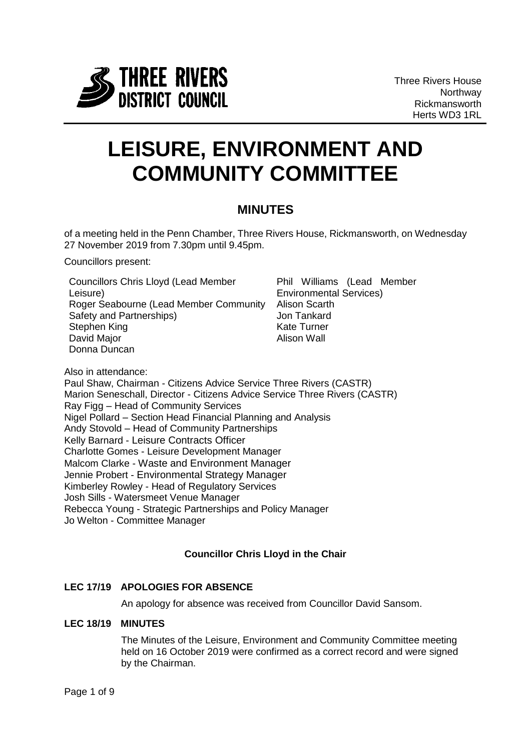Three Rivers House
Northway
Rickmansworth
Herts WD3 1RL

# LEISURE, ENVIRONMENT AND COMMUNITY COMMITTEE

## MINUTES

of a meeting held in the Penn Chamber, Three Rivers House, Rickmansworth, on Wednesday 27 November 2019 from 7.30pm until 9.45pm.

Councillors present:

Councillors Chris Lloyd (Lead Member Leisure)
Roger Seabourne (Lead Member Community Safety and Partnerships)
Stephen King
David Major
Donna Duncan
Phil Williams (Lead Member Environmental Services)
Alison Scarth
Jon Tankard
Kate Turner
Alison Wall

Also in attendance:
Paul Shaw, Chairman - Citizens Advice Service Three Rivers (CASTR)
Marion Seneschall, Director - Citizens Advice Service Three Rivers (CASTR)
Ray Figg – Head of Community Services
Nigel Pollard – Section Head Financial Planning and Analysis
Andy Stovold – Head of Community Partnerships
Kelly Barnard - Leisure Contracts Officer
Charlotte Gomes - Leisure Development Manager
Malcom Clarke - Waste and Environment Manager
Jennie Probert - Environmental Strategy Manager
Kimberley Rowley - Head of Regulatory Services
Josh Sills - Watersmeet Venue Manager
Rebecca Young - Strategic Partnerships and Policy Manager
Jo Welton - Committee Manager

**Councillor Chris Lloyd in the Chair**

**LEC 17/19 APOLOGIES FOR ABSENCE**

An apology for absence was received from Councillor David Sansom.

**LEC 18/19 MINUTES**

The Minutes of the Leisure, Environment and Community Committee meeting held on 16 October 2019 were confirmed as a correct record and were signed by the Chairman.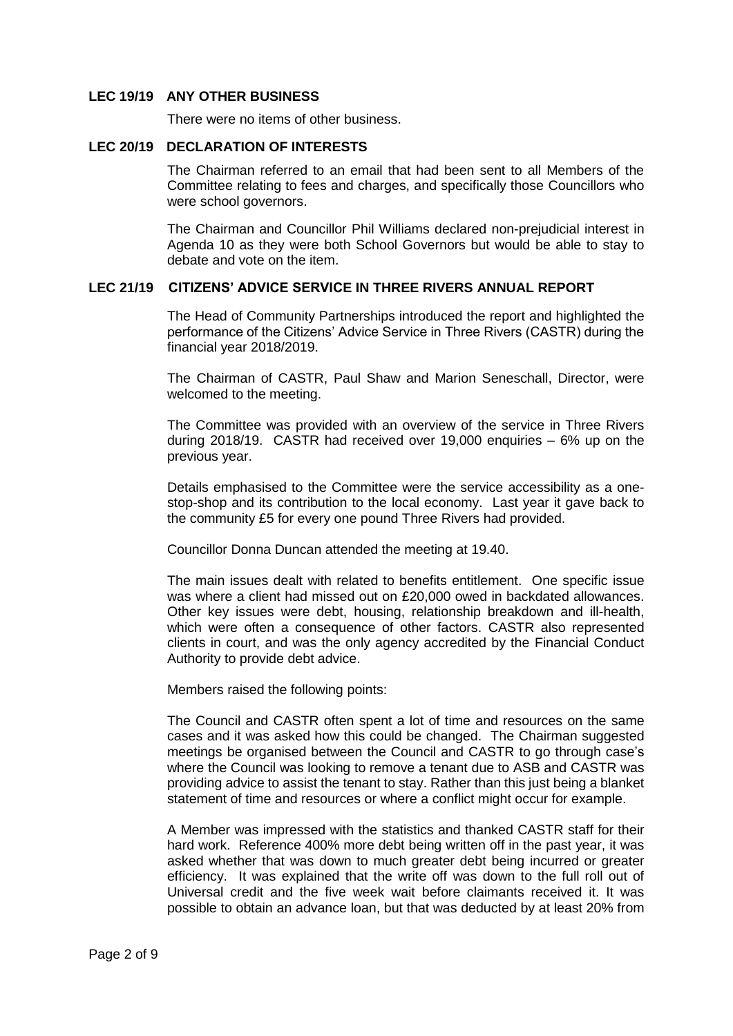### LEC 19/19 ANY OTHER BUSINESS

There were no items of other business.

### LEC 20/19 DECLARATION OF INTERESTS

The Chairman referred to an email that had been sent to all Members of the Committee relating to fees and charges, and specifically those Councillors who were school governors.

The Chairman and Councillor Phil Williams declared non-prejudicial interest in Agenda 10 as they were both School Governors but would be able to stay to debate and vote on the item.

### LEC 21/19 CITIZENS' ADVICE SERVICE IN THREE RIVERS ANNUAL REPORT

The Head of Community Partnerships introduced the report and highlighted the performance of the Citizens' Advice Service in Three Rivers (CASTR) during the financial year 2018/2019.

The Chairman of CASTR, Paul Shaw and Marion Seneschall, Director, were welcomed to the meeting.

The Committee was provided with an overview of the service in Three Rivers during 2018/19. CASTR had received over 19,000 enquiries – 6% up on the previous year.

Details emphasised to the Committee were the service accessibility as a one-stop-shop and its contribution to the local economy. Last year it gave back to the community £5 for every one pound Three Rivers had provided.

Councillor Donna Duncan attended the meeting at 19.40.

The main issues dealt with related to benefits entitlement. One specific issue was where a client had missed out on £20,000 owed in backdated allowances. Other key issues were debt, housing, relationship breakdown and ill-health, which were often a consequence of other factors. CASTR also represented clients in court, and was the only agency accredited by the Financial Conduct Authority to provide debt advice.

Members raised the following points:

The Council and CASTR often spent a lot of time and resources on the same cases and it was asked how this could be changed. The Chairman suggested meetings be organised between the Council and CASTR to go through case's where the Council was looking to remove a tenant due to ASB and CASTR was providing advice to assist the tenant to stay. Rather than this just being a blanket statement of time and resources or where a conflict might occur for example.

A Member was impressed with the statistics and thanked CASTR staff for their hard work. Reference 400% more debt being written off in the past year, it was asked whether that was down to much greater debt being incurred or greater efficiency. It was explained that the write off was down to the full roll out of Universal credit and the five week wait before claimants received it. It was possible to obtain an advance loan, but that was deducted by at least 20% from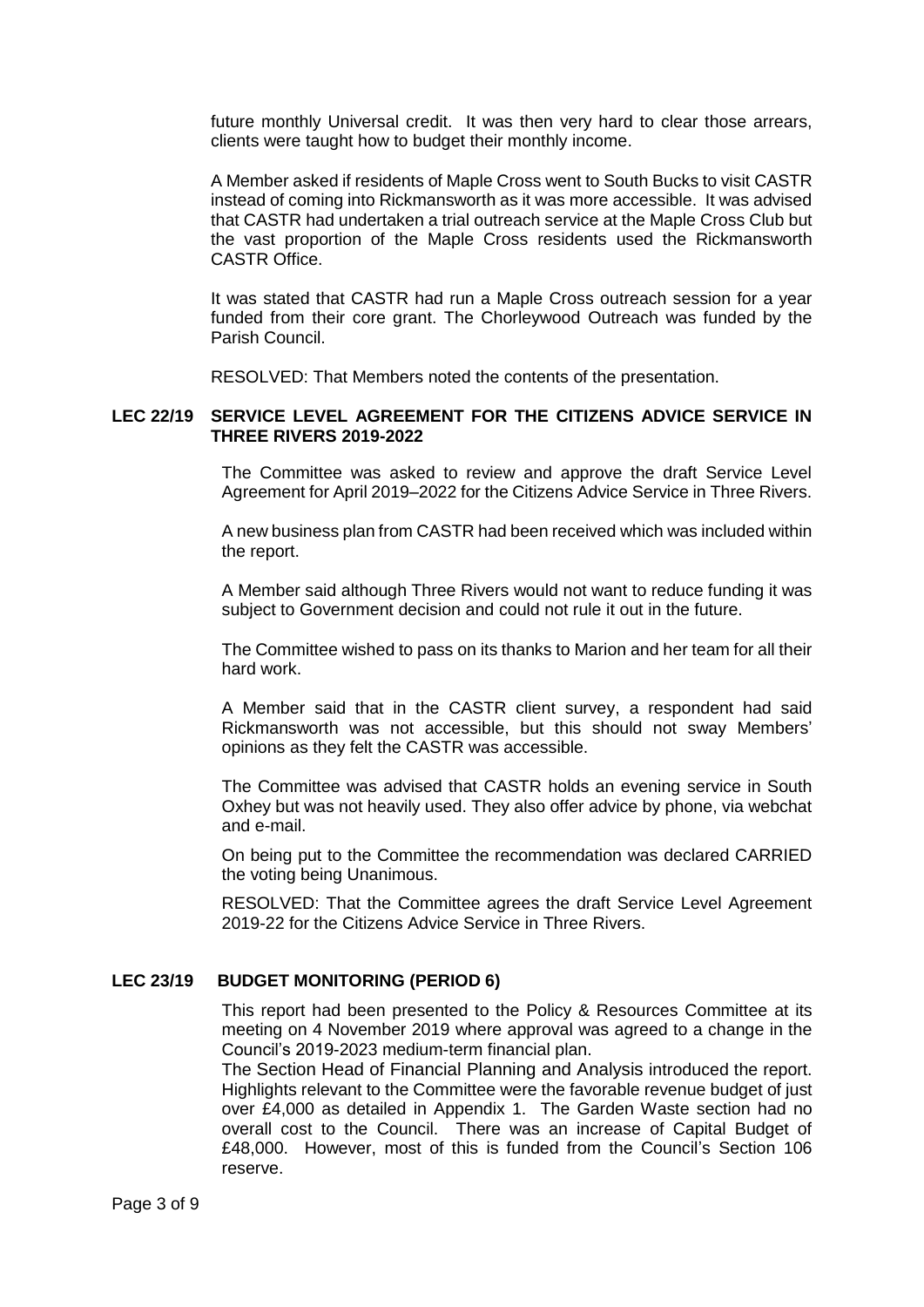future monthly Universal credit. It was then very hard to clear those arrears, clients were taught how to budget their monthly income.

A Member asked if residents of Maple Cross went to South Bucks to visit CASTR instead of coming into Rickmansworth as it was more accessible. It was advised that CASTR had undertaken a trial outreach service at the Maple Cross Club but the vast proportion of the Maple Cross residents used the Rickmansworth CASTR Office.

It was stated that CASTR had run a Maple Cross outreach session for a year funded from their core grant. The Chorleywood Outreach was funded by the Parish Council.

RESOLVED: That Members noted the contents of the presentation.

**LEC 22/19 SERVICE LEVEL AGREEMENT FOR THE CITIZENS ADVICE SERVICE IN THREE RIVERS 2019-2022**

The Committee was asked to review and approve the draft Service Level Agreement for April 2019–2022 for the Citizens Advice Service in Three Rivers.

A new business plan from CASTR had been received which was included within the report.

A Member said although Three Rivers would not want to reduce funding it was subject to Government decision and could not rule it out in the future.

The Committee wished to pass on its thanks to Marion and her team for all their hard work.

A Member said that in the CASTR client survey, a respondent had said Rickmansworth was not accessible, but this should not sway Members' opinions as they felt the CASTR was accessible.

The Committee was advised that CASTR holds an evening service in South Oxhey but was not heavily used. They also offer advice by phone, via webchat and e-mail.

On being put to the Committee the recommendation was declared CARRIED the voting being Unanimous.

RESOLVED: That the Committee agrees the draft Service Level Agreement 2019-22 for the Citizens Advice Service in Three Rivers.

**LEC 23/19 BUDGET MONITORING (PERIOD 6)**

This report had been presented to the Policy & Resources Committee at its meeting on 4 November 2019 where approval was agreed to a change in the Council's 2019-2023 medium-term financial plan.
The Section Head of Financial Planning and Analysis introduced the report. Highlights relevant to the Committee were the favorable revenue budget of just over £4,000 as detailed in Appendix 1. The Garden Waste section had no overall cost to the Council. There was an increase of Capital Budget of £48,000. However, most of this is funded from the Council's Section 106 reserve.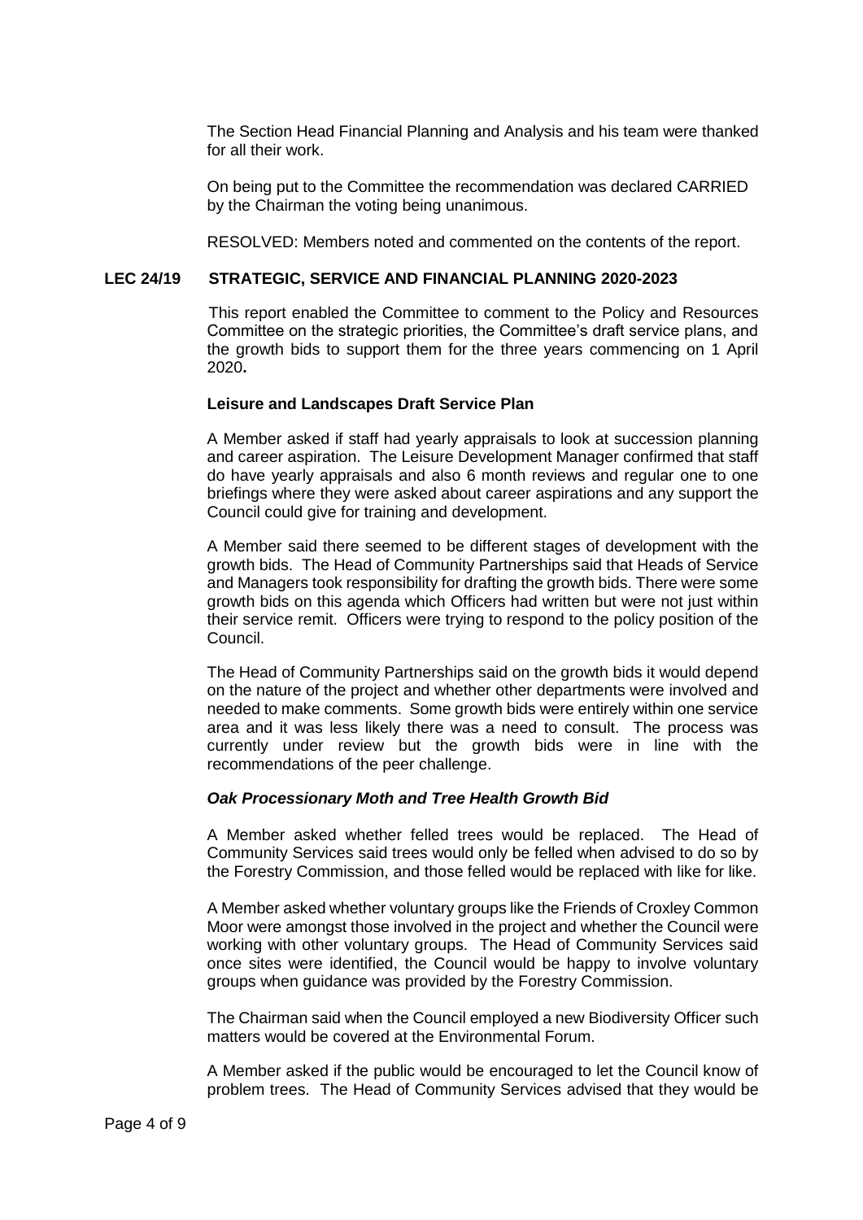The Section Head Financial Planning and Analysis and his team were thanked for all their work.

On being put to the Committee the recommendation was declared CARRIED by the Chairman the voting being unanimous.

RESOLVED: Members noted and commented on the contents of the report.

## LEC 24/19 STRATEGIC, SERVICE AND FINANCIAL PLANNING 2020-2023

This report enabled the Committee to comment to the Policy and Resources Committee on the strategic priorities, the Committee's draft service plans, and the growth bids to support them for the three years commencing on 1 April 2020**.**

### Leisure and Landscapes Draft Service Plan

A Member asked if staff had yearly appraisals to look at succession planning and career aspiration. The Leisure Development Manager confirmed that staff do have yearly appraisals and also 6 month reviews and regular one to one briefings where they were asked about career aspirations and any support the Council could give for training and development.

A Member said there seemed to be different stages of development with the growth bids. The Head of Community Partnerships said that Heads of Service and Managers took responsibility for drafting the growth bids. There were some growth bids on this agenda which Officers had written but were not just within their service remit. Officers were trying to respond to the policy position of the Council.

The Head of Community Partnerships said on the growth bids it would depend on the nature of the project and whether other departments were involved and needed to make comments. Some growth bids were entirely within one service area and it was less likely there was a need to consult. The process was currently under review but the growth bids were in line with the recommendations of the peer challenge.

### *Oak Processionary Moth and Tree Health Growth Bid*

A Member asked whether felled trees would be replaced. The Head of Community Services said trees would only be felled when advised to do so by the Forestry Commission, and those felled would be replaced with like for like.

A Member asked whether voluntary groups like the Friends of Croxley Common Moor were amongst those involved in the project and whether the Council were working with other voluntary groups. The Head of Community Services said once sites were identified, the Council would be happy to involve voluntary groups when guidance was provided by the Forestry Commission.

The Chairman said when the Council employed a new Biodiversity Officer such matters would be covered at the Environmental Forum.

A Member asked if the public would be encouraged to let the Council know of problem trees. The Head of Community Services advised that they would be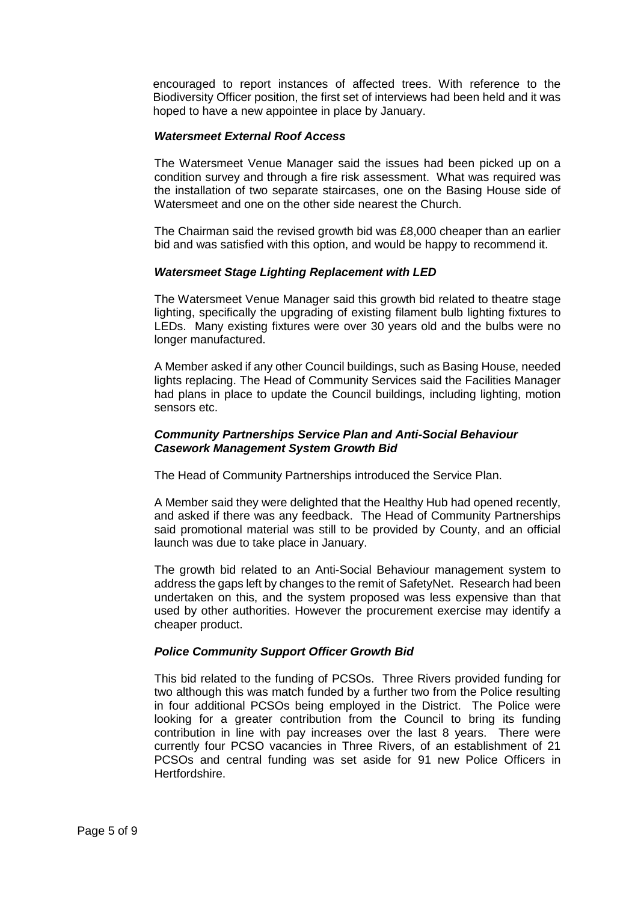encouraged to report instances of affected trees. With reference to the Biodiversity Officer position, the first set of interviews had been held and it was hoped to have a new appointee in place by January.

***Watersmeet External Roof Access***

The Watersmeet Venue Manager said the issues had been picked up on a condition survey and through a fire risk assessment. What was required was the installation of two separate staircases, one on the Basing House side of Watersmeet and one on the other side nearest the Church.

The Chairman said the revised growth bid was £8,000 cheaper than an earlier bid and was satisfied with this option, and would be happy to recommend it.

***Watersmeet Stage Lighting Replacement with LED***

The Watersmeet Venue Manager said this growth bid related to theatre stage lighting, specifically the upgrading of existing filament bulb lighting fixtures to LEDs. Many existing fixtures were over 30 years old and the bulbs were no longer manufactured.

A Member asked if any other Council buildings, such as Basing House, needed lights replacing. The Head of Community Services said the Facilities Manager had plans in place to update the Council buildings, including lighting, motion sensors etc.

***Community Partnerships Service Plan and Anti-Social Behaviour Casework Management System Growth Bid***

The Head of Community Partnerships introduced the Service Plan.

A Member said they were delighted that the Healthy Hub had opened recently, and asked if there was any feedback. The Head of Community Partnerships said promotional material was still to be provided by County, and an official launch was due to take place in January.

The growth bid related to an Anti-Social Behaviour management system to address the gaps left by changes to the remit of SafetyNet. Research had been undertaken on this, and the system proposed was less expensive than that used by other authorities. However the procurement exercise may identify a cheaper product.

***Police Community Support Officer Growth Bid***

This bid related to the funding of PCSOs. Three Rivers provided funding for two although this was match funded by a further two from the Police resulting in four additional PCSOs being employed in the District. The Police were looking for a greater contribution from the Council to bring its funding contribution in line with pay increases over the last 8 years. There were currently four PCSO vacancies in Three Rivers, of an establishment of 21 PCSOs and central funding was set aside for 91 new Police Officers in Hertfordshire.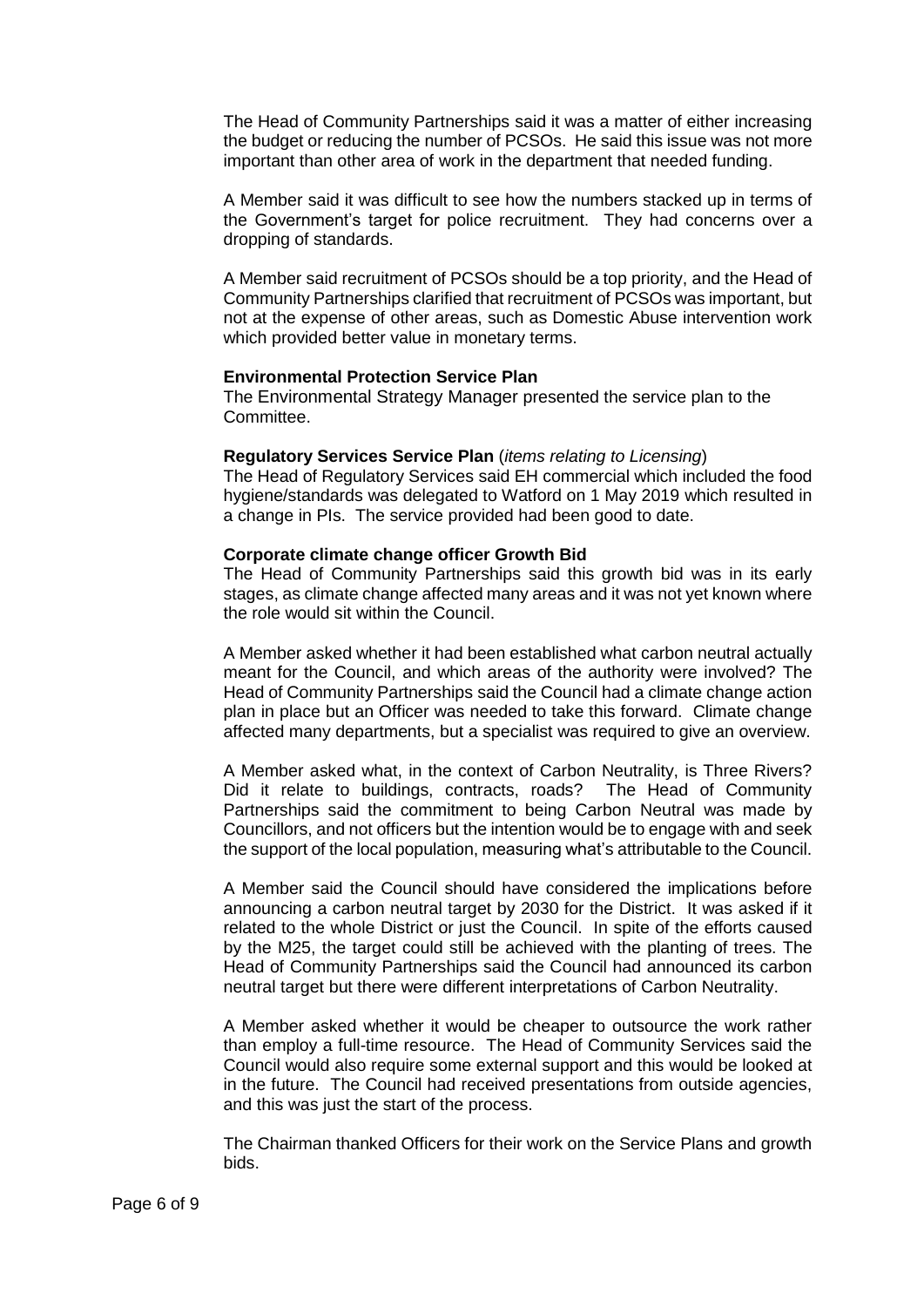The Head of Community Partnerships said it was a matter of either increasing the budget or reducing the number of PCSOs. He said this issue was not more important than other area of work in the department that needed funding.

A Member said it was difficult to see how the numbers stacked up in terms of the Government's target for police recruitment. They had concerns over a dropping of standards.

A Member said recruitment of PCSOs should be a top priority, and the Head of Community Partnerships clarified that recruitment of PCSOs was important, but not at the expense of other areas, such as Domestic Abuse intervention work which provided better value in monetary terms.

**Environmental Protection Service Plan**
The Environmental Strategy Manager presented the service plan to the Committee.

**Regulatory Services Service Plan** (*items relating to Licensing*)
The Head of Regulatory Services said EH commercial which included the food hygiene/standards was delegated to Watford on 1 May 2019 which resulted in a change in PIs. The service provided had been good to date.

**Corporate climate change officer Growth Bid**
The Head of Community Partnerships said this growth bid was in its early stages, as climate change affected many areas and it was not yet known where the role would sit within the Council.

A Member asked whether it had been established what carbon neutral actually meant for the Council, and which areas of the authority were involved? The Head of Community Partnerships said the Council had a climate change action plan in place but an Officer was needed to take this forward. Climate change affected many departments, but a specialist was required to give an overview.

A Member asked what, in the context of Carbon Neutrality, is Three Rivers? Did it relate to buildings, contracts, roads? The Head of Community Partnerships said the commitment to being Carbon Neutral was made by Councillors, and not officers but the intention would be to engage with and seek the support of the local population, measuring what's attributable to the Council.

A Member said the Council should have considered the implications before announcing a carbon neutral target by 2030 for the District. It was asked if it related to the whole District or just the Council. In spite of the efforts caused by the M25, the target could still be achieved with the planting of trees. The Head of Community Partnerships said the Council had announced its carbon neutral target but there were different interpretations of Carbon Neutrality.

A Member asked whether it would be cheaper to outsource the work rather than employ a full-time resource. The Head of Community Services said the Council would also require some external support and this would be looked at in the future. The Council had received presentations from outside agencies, and this was just the start of the process.

The Chairman thanked Officers for their work on the Service Plans and growth bids.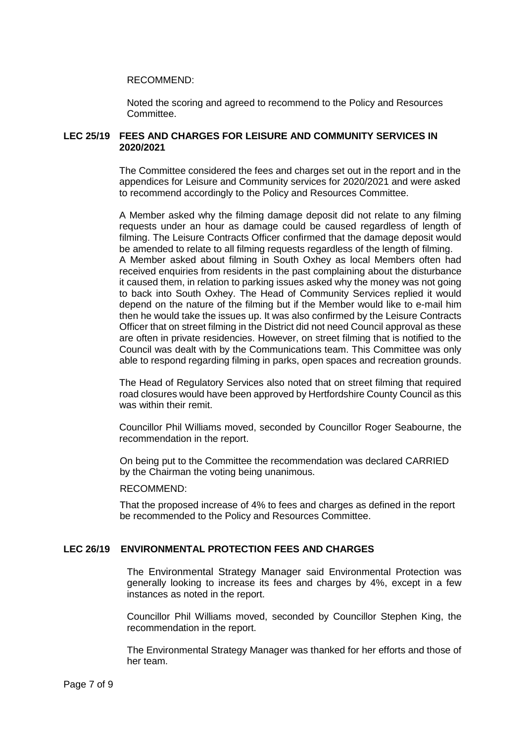RECOMMEND:

Noted the scoring and agreed to recommend to the Policy and Resources Committee.

## LEC 25/19 FEES AND CHARGES FOR LEISURE AND COMMUNITY SERVICES IN 2020/2021

The Committee considered the fees and charges set out in the report and in the appendices for Leisure and Community services for 2020/2021 and were asked to recommend accordingly to the Policy and Resources Committee.

A Member asked why the filming damage deposit did not relate to any filming requests under an hour as damage could be caused regardless of length of filming. The Leisure Contracts Officer confirmed that the damage deposit would be amended to relate to all filming requests regardless of the length of filming. A Member asked about filming in South Oxhey as local Members often had received enquiries from residents in the past complaining about the disturbance it caused them, in relation to parking issues asked why the money was not going to back into South Oxhey. The Head of Community Services replied it would depend on the nature of the filming but if the Member would like to e-mail him then he would take the issues up. It was also confirmed by the Leisure Contracts Officer that on street filming in the District did not need Council approval as these are often in private residencies. However, on street filming that is notified to the Council was dealt with by the Communications team. This Committee was only able to respond regarding filming in parks, open spaces and recreation grounds.

The Head of Regulatory Services also noted that on street filming that required road closures would have been approved by Hertfordshire County Council as this was within their remit.

Councillor Phil Williams moved, seconded by Councillor Roger Seabourne, the recommendation in the report.

On being put to the Committee the recommendation was declared CARRIED by the Chairman the voting being unanimous.

RECOMMEND:

That the proposed increase of 4% to fees and charges as defined in the report be recommended to the Policy and Resources Committee.

## LEC 26/19 ENVIRONMENTAL PROTECTION FEES AND CHARGES

The Environmental Strategy Manager said Environmental Protection was generally looking to increase its fees and charges by 4%, except in a few instances as noted in the report.

Councillor Phil Williams moved, seconded by Councillor Stephen King, the recommendation in the report.

The Environmental Strategy Manager was thanked for her efforts and those of her team.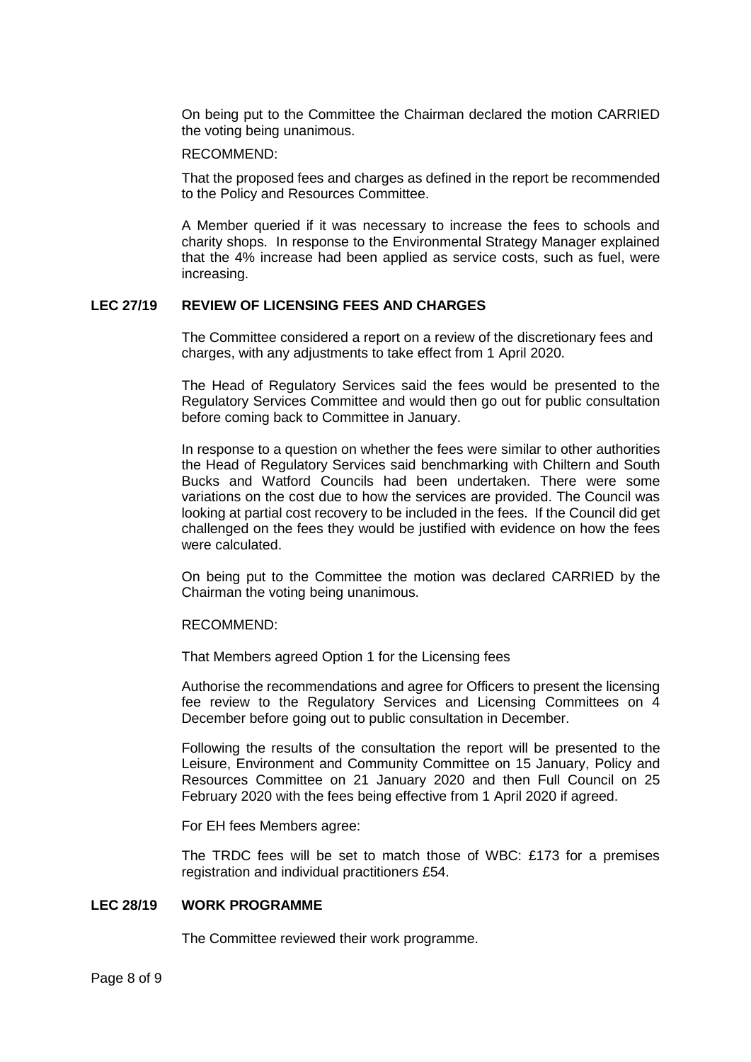On being put to the Committee the Chairman declared the motion CARRIED the voting being unanimous.

RECOMMEND:

That the proposed fees and charges as defined in the report be recommended to the Policy and Resources Committee.

A Member queried if it was necessary to increase the fees to schools and charity shops. In response to the Environmental Strategy Manager explained that the 4% increase had been applied as service costs, such as fuel, were increasing.

## LEC 27/19 REVIEW OF LICENSING FEES AND CHARGES

The Committee considered a report on a review of the discretionary fees and charges, with any adjustments to take effect from 1 April 2020.

The Head of Regulatory Services said the fees would be presented to the Regulatory Services Committee and would then go out for public consultation before coming back to Committee in January.

In response to a question on whether the fees were similar to other authorities the Head of Regulatory Services said benchmarking with Chiltern and South Bucks and Watford Councils had been undertaken. There were some variations on the cost due to how the services are provided. The Council was looking at partial cost recovery to be included in the fees. If the Council did get challenged on the fees they would be justified with evidence on how the fees were calculated.

On being put to the Committee the motion was declared CARRIED by the Chairman the voting being unanimous.

RECOMMEND:

That Members agreed Option 1 for the Licensing fees

Authorise the recommendations and agree for Officers to present the licensing fee review to the Regulatory Services and Licensing Committees on 4 December before going out to public consultation in December.

Following the results of the consultation the report will be presented to the Leisure, Environment and Community Committee on 15 January, Policy and Resources Committee on 21 January 2020 and then Full Council on 25 February 2020 with the fees being effective from 1 April 2020 if agreed.

For EH fees Members agree:

The TRDC fees will be set to match those of WBC: £173 for a premises registration and individual practitioners £54.

## LEC 28/19 WORK PROGRAMME

The Committee reviewed their work programme.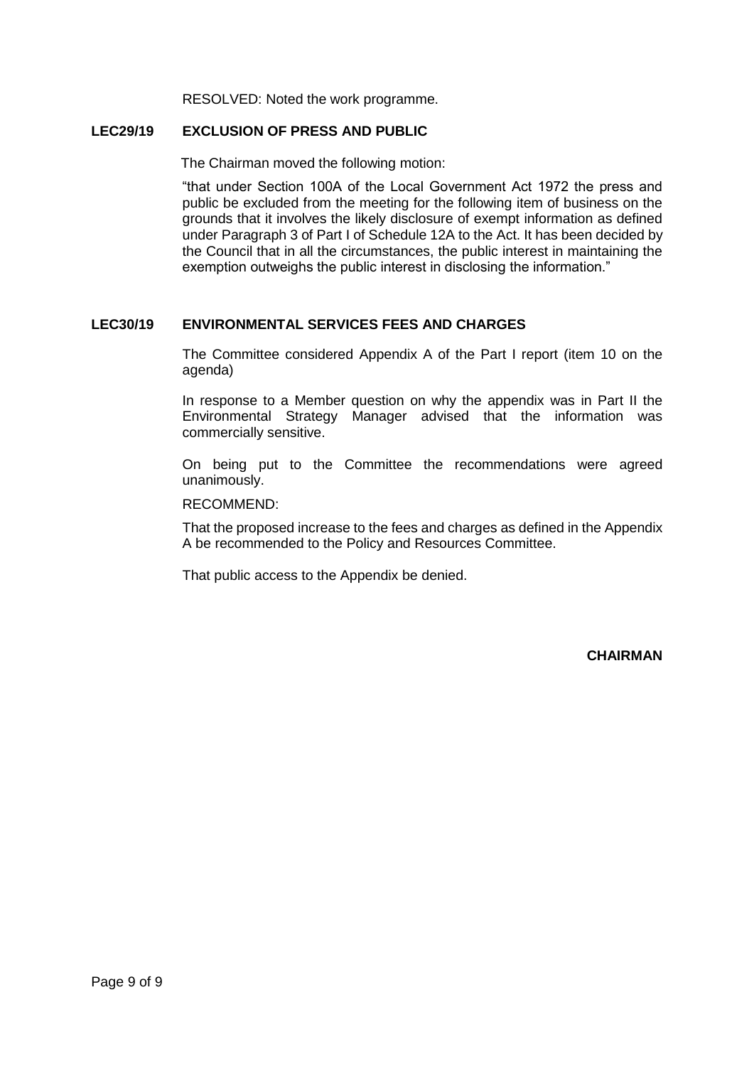RESOLVED: Noted the work programme.

**LEC29/19 EXCLUSION OF PRESS AND PUBLIC**

The Chairman moved the following motion:

"that under Section 100A of the Local Government Act 1972 the press and public be excluded from the meeting for the following item of business on the grounds that it involves the likely disclosure of exempt information as defined under Paragraph 3 of Part I of Schedule 12A to the Act. It has been decided by the Council that in all the circumstances, the public interest in maintaining the exemption outweighs the public interest in disclosing the information."

**LEC30/19 ENVIRONMENTAL SERVICES FEES AND CHARGES**

The Committee considered Appendix A of the Part I report (item 10 on the agenda)

In response to a Member question on why the appendix was in Part II the Environmental Strategy Manager advised that the information was commercially sensitive.

On being put to the Committee the recommendations were agreed unanimously.

RECOMMEND:

That the proposed increase to the fees and charges as defined in the Appendix A be recommended to the Policy and Resources Committee.

That public access to the Appendix be denied.

**CHAIRMAN**